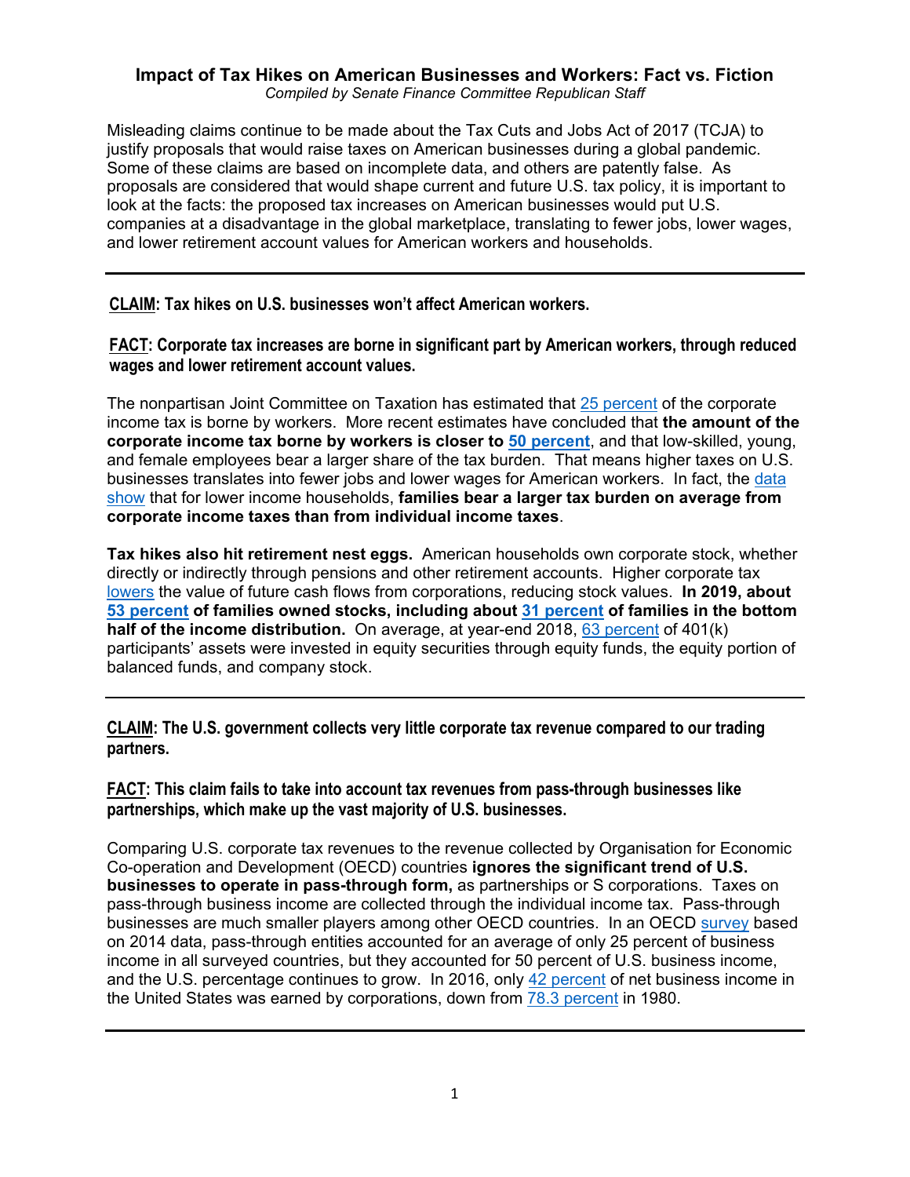# Impact of Tax Hikes on American Businesses and Workers: Fact vs. Fiction

*Compiled by Senate Finance Committee Republican Staff*

Misleading claims continue to be made about the Tax Cuts and Jobs Act of 2017 (TCJA) to justify proposals that would raise taxes on American businesses during a global pandemic. Some of these claims are based on incomplete data, and others are patently false. As proposals are considered that would shape current and future U.S. tax policy, it is important to look at the facts: the proposed tax increases on American businesses would put U.S. companies at a disadvantage in the global marketplace, translating to fewer jobs, lower wages, and lower retirement account values for American workers and households.

---

**CLAIM: Tax hikes on U.S. businesses won't affect American workers.**

**FACT: Corporate tax increases are borne in significant part by American workers, through reduced wages and lower retirement account values.**

The nonpartisan Joint Committee on Taxation has estimated that 25 percent of the corporate income tax is borne by workers. More recent estimates have concluded that **the amount of the corporate income tax borne by workers is closer to 50 percent**, and that low-skilled, young, and female employees bear a larger share of the tax burden. That means higher taxes on U.S. businesses translates into fewer jobs and lower wages for American workers. In fact, the data show that for lower income households, **families bear a larger tax burden on average from corporate income taxes than from individual income taxes**.

**Tax hikes also hit retirement nest eggs.** American households own corporate stock, whether directly or indirectly through pensions and other retirement accounts. Higher corporate tax lowers the value of future cash flows from corporations, reducing stock values. **In 2019, about 53 percent of families owned stocks, including about 31 percent of families in the bottom half of the income distribution.** On average, at year-end 2018, 63 percent of 401(k) participants' assets were invested in equity securities through equity funds, the equity portion of balanced funds, and company stock.

---

**CLAIM: The U.S. government collects very little corporate tax revenue compared to our trading partners.**

**FACT: This claim fails to take into account tax revenues from pass-through businesses like partnerships, which make up the vast majority of U.S. businesses.**

Comparing U.S. corporate tax revenues to the revenue collected by Organisation for Economic Co-operation and Development (OECD) countries **ignores the significant trend of U.S. businesses to operate in pass-through form,** as partnerships or S corporations. Taxes on pass-through business income are collected through the individual income tax. Pass-through businesses are much smaller players among other OECD countries. In an OECD survey based on 2014 data, pass-through entities accounted for an average of only 25 percent of business income in all surveyed countries, but they accounted for 50 percent of U.S. business income, and the U.S. percentage continues to grow. In 2016, only 42 percent of net business income in the United States was earned by corporations, down from 78.3 percent in 1980.

---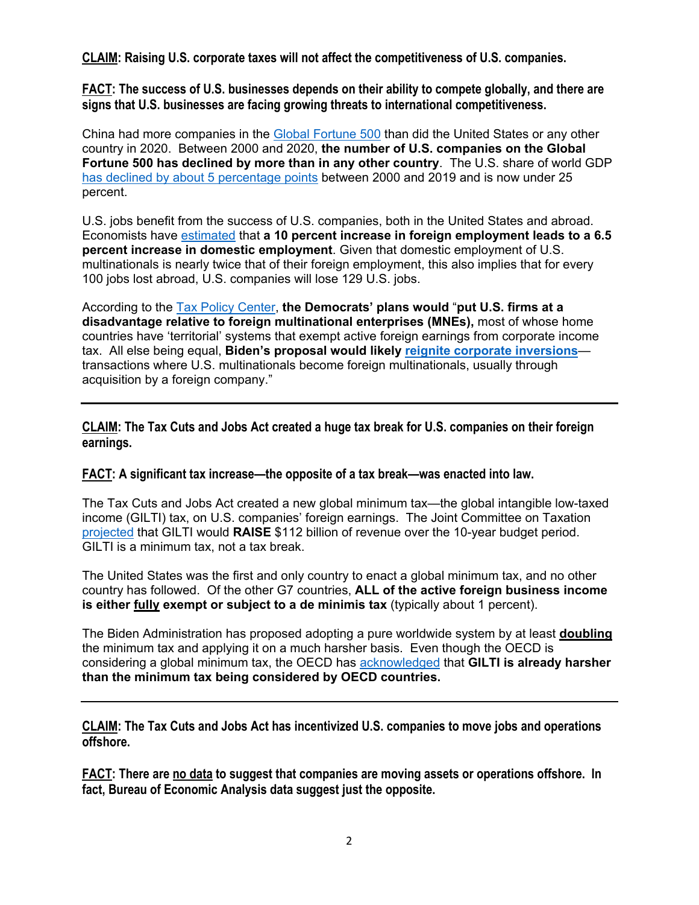**<u>CLAIM</u>: Raising U.S. corporate taxes will not affect the competitiveness of U.S. companies.**

**<u>FACT</u>: The success of U.S. businesses depends on their ability to compete globally, and there are signs that U.S. businesses are facing growing threats to international competitiveness.**

China had more companies in the Global Fortune 500 than did the United States or any other country in 2020. Between 2000 and 2020, **the number of U.S. companies on the Global Fortune 500 has declined by more than in any other country**. The U.S. share of world GDP has declined by about 5 percentage points between 2000 and 2019 and is now under 25 percent.

U.S. jobs benefit from the success of U.S. companies, both in the United States and abroad. Economists have estimated that **a 10 percent increase in foreign employment leads to a 6.5 percent increase in domestic employment**. Given that domestic employment of U.S. multinationals is nearly twice that of their foreign employment, this also implies that for every 100 jobs lost abroad, U.S. companies will lose 129 U.S. jobs.

According to the Tax Policy Center, **the Democrats' plans would** "**put U.S. firms at a disadvantage relative to foreign multinational enterprises (MNEs),** most of whose home countries have 'territorial' systems that exempt active foreign earnings from corporate income tax. All else being equal, **Biden's proposal would likely reignite corporate inversions**—transactions where U.S. multinationals become foreign multinationals, usually through acquisition by a foreign company."

---

**<u>CLAIM</u>: The Tax Cuts and Jobs Act created a huge tax break for U.S. companies on their foreign earnings.**

**<u>FACT</u>: A significant tax increase—the opposite of a tax break—was enacted into law.**

The Tax Cuts and Jobs Act created a new global minimum tax—the global intangible low-taxed income (GILTI) tax, on U.S. companies' foreign earnings. The Joint Committee on Taxation projected that GILTI would **RAISE** $112 billion of revenue over the 10-year budget period. GILTI is a minimum tax, not a tax break.

The United States was the first and only country to enact a global minimum tax, and no other country has followed. Of the other G7 countries, **ALL of the active foreign business income is either <u>fully</u> exempt or subject to a de minimis tax** (typically about 1 percent).

The Biden Administration has proposed adopting a pure worldwide system by at least **<u>doubling</u>** the minimum tax and applying it on a much harsher basis. Even though the OECD is considering a global minimum tax, the OECD has acknowledged that **GILTI is already harsher than the minimum tax being considered by OECD countries.**

---

**<u>CLAIM</u>: The Tax Cuts and Jobs Act has incentivized U.S. companies to move jobs and operations offshore.**

**<u>FACT</u>: There are <u>no data</u> to suggest that companies are moving assets or operations offshore. In fact, Bureau of Economic Analysis data suggest just the opposite.**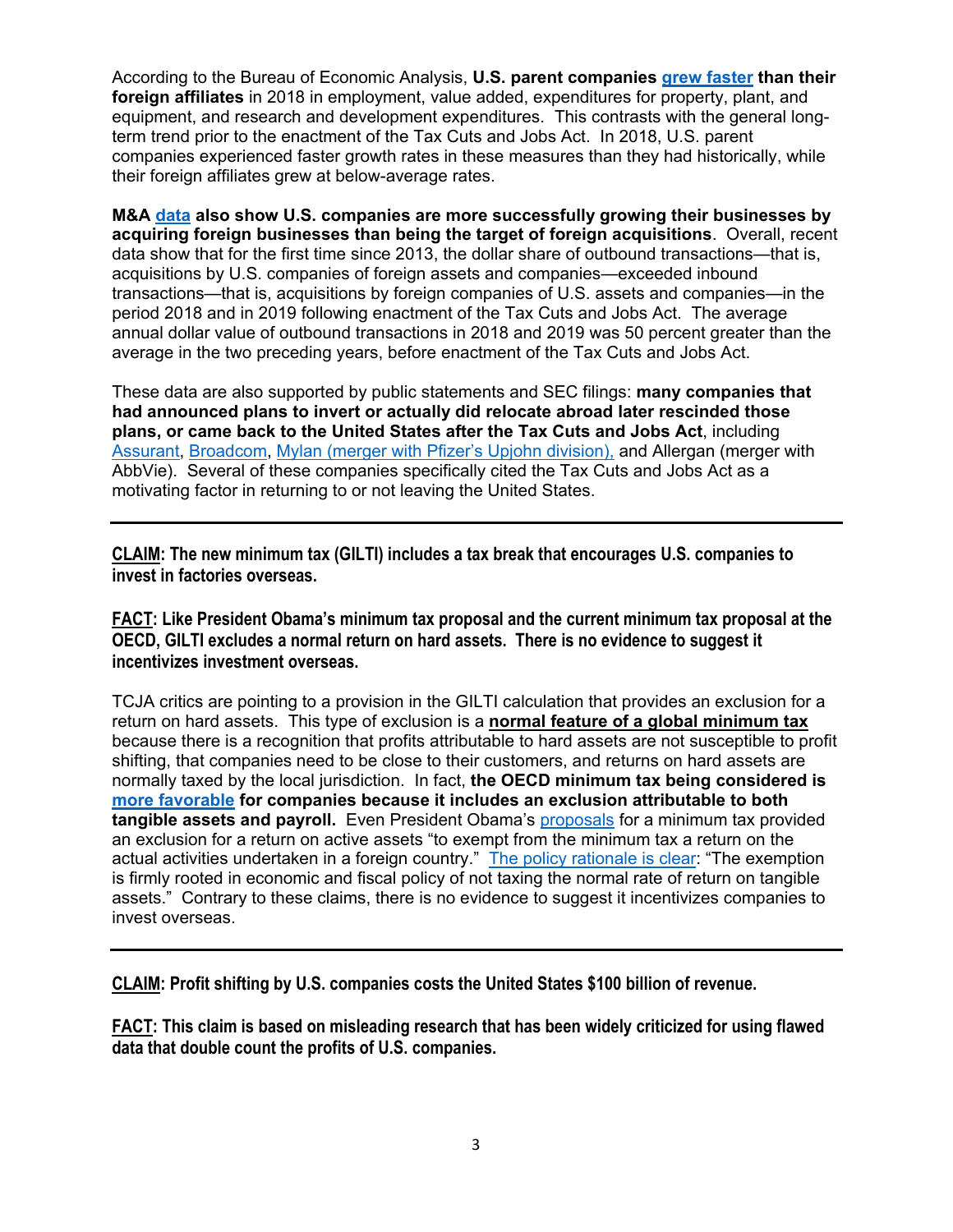According to the Bureau of Economic Analysis, **U.S. parent companies grew faster than their foreign affiliates** in 2018 in employment, value added, expenditures for property, plant, and equipment, and research and development expenditures. This contrasts with the general long-term trend prior to the enactment of the Tax Cuts and Jobs Act. In 2018, U.S. parent companies experienced faster growth rates in these measures than they had historically, while their foreign affiliates grew at below-average rates.

**M&A data also show U.S. companies are more successfully growing their businesses by acquiring foreign businesses than being the target of foreign acquisitions**. Overall, recent data show that for the first time since 2013, the dollar share of outbound transactions—that is, acquisitions by U.S. companies of foreign assets and companies—exceeded inbound transactions—that is, acquisitions by foreign companies of U.S. assets and companies—in the period 2018 and in 2019 following enactment of the Tax Cuts and Jobs Act. The average annual dollar value of outbound transactions in 2018 and 2019 was 50 percent greater than the average in the two preceding years, before enactment of the Tax Cuts and Jobs Act.

These data are also supported by public statements and SEC filings: **many companies that had announced plans to invert or actually did relocate abroad later rescinded those plans, or came back to the United States after the Tax Cuts and Jobs Act**, including Assurant, Broadcom, Mylan (merger with Pfizer's Upjohn division), and Allergan (merger with AbbVie). Several of these companies specifically cited the Tax Cuts and Jobs Act as a motivating factor in returning to or not leaving the United States.

---

**CLAIM: The new minimum tax (GILTI) includes a tax break that encourages U.S. companies to invest in factories overseas.**

**FACT: Like President Obama's minimum tax proposal and the current minimum tax proposal at the OECD, GILTI excludes a normal return on hard assets. There is no evidence to suggest it incentivizes investment overseas.**

TCJA critics are pointing to a provision in the GILTI calculation that provides an exclusion for a return on hard assets. This type of exclusion is a **normal feature of a global minimum tax** because there is a recognition that profits attributable to hard assets are not susceptible to profit shifting, that companies need to be close to their customers, and returns on hard assets are normally taxed by the local jurisdiction. In fact, **the OECD minimum tax being considered is more favorable for companies because it includes an exclusion attributable to both tangible assets and payroll.** Even President Obama's proposals for a minimum tax provided an exclusion for a return on active assets "to exempt from the minimum tax a return on the actual activities undertaken in a foreign country." The policy rationale is clear: "The exemption is firmly rooted in economic and fiscal policy of not taxing the normal rate of return on tangible assets." Contrary to these claims, there is no evidence to suggest it incentivizes companies to invest overseas.

---

**CLAIM: Profit shifting by U.S. companies costs the United States $100 billion of revenue.**

**FACT: This claim is based on misleading research that has been widely criticized for using flawed data that double count the profits of U.S. companies.**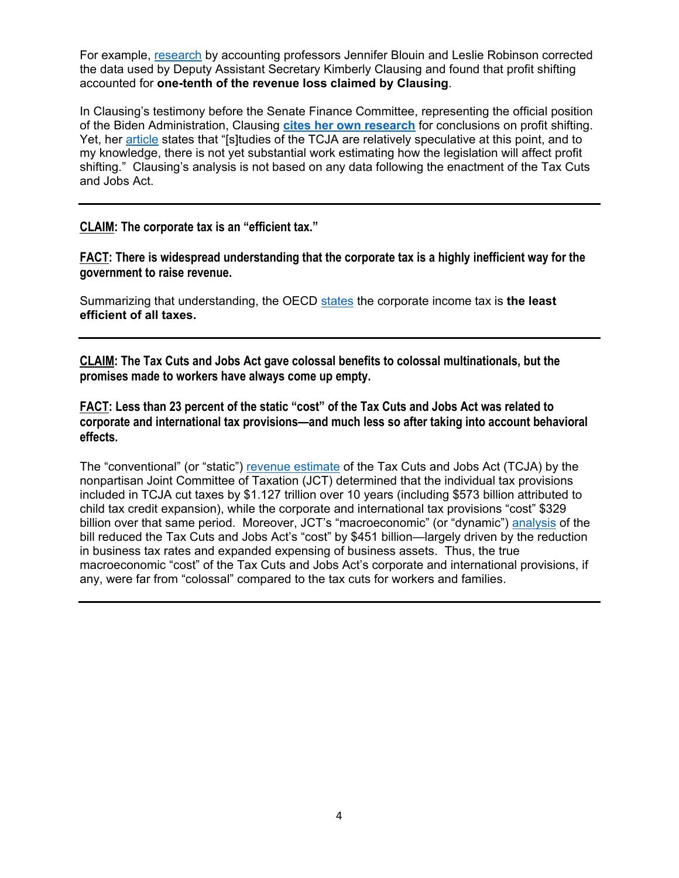For example, research by accounting professors Jennifer Blouin and Leslie Robinson corrected the data used by Deputy Assistant Secretary Kimberly Clausing and found that profit shifting accounted for **one-tenth of the revenue loss claimed by Clausing**.

In Clausing's testimony before the Senate Finance Committee, representing the official position of the Biden Administration, Clausing **cites her own research** for conclusions on profit shifting. Yet, her article states that "[s]tudies of the TCJA are relatively speculative at this point, and to my knowledge, there is not yet substantial work estimating how the legislation will affect profit shifting." Clausing's analysis is not based on any data following the enactment of the Tax Cuts and Jobs Act.

---

**CLAIM: The corporate tax is an "efficient tax."**

**FACT: There is widespread understanding that the corporate tax is a highly inefficient way for the government to raise revenue.**

Summarizing that understanding, the OECD states the corporate income tax is **the least efficient of all taxes.**

---

**CLAIM: The Tax Cuts and Jobs Act gave colossal benefits to colossal multinationals, but the promises made to workers have always come up empty.**

**FACT: Less than 23 percent of the static "cost" of the Tax Cuts and Jobs Act was related to corporate and international tax provisions—and much less so after taking into account behavioral effects.**

The "conventional" (or "static") revenue estimate of the Tax Cuts and Jobs Act (TCJA) by the nonpartisan Joint Committee of Taxation (JCT) determined that the individual tax provisions included in TCJA cut taxes by $1.127 trillion over 10 years (including $573 billion attributed to child tax credit expansion), while the corporate and international tax provisions "cost" $329 billion over that same period. Moreover, JCT's "macroeconomic" (or "dynamic") analysis of the bill reduced the Tax Cuts and Jobs Act's "cost" by $451 billion—largely driven by the reduction in business tax rates and expanded expensing of business assets. Thus, the true macroeconomic "cost" of the Tax Cuts and Jobs Act's corporate and international provisions, if any, were far from "colossal" compared to the tax cuts for workers and families.

---